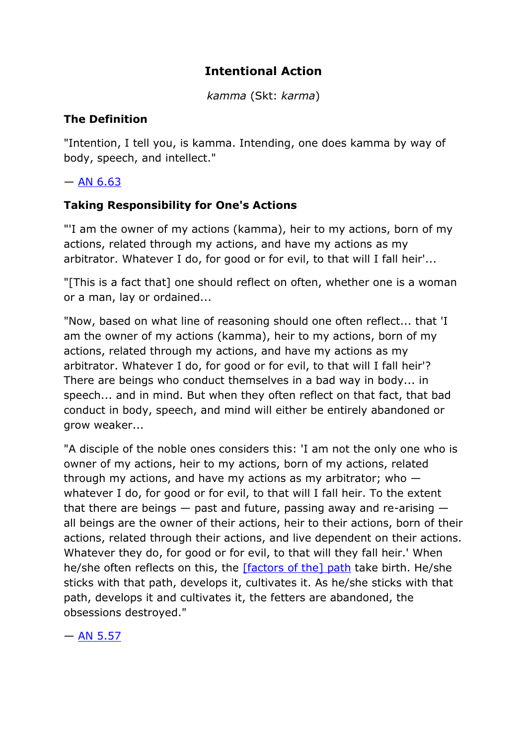# Intentional Action

*kamma* (Skt: *karma*)

### The Definition

"Intention, I tell you, is kamma. Intending, one does kamma by way of body, speech, and intellect."

— [AN 6.63]

### Taking Responsibility for One's Actions

"'I am the owner of my actions (kamma), heir to my actions, born of my actions, related through my actions, and have my actions as my arbitrator. Whatever I do, for good or for evil, to that will I fall heir'...

"[This is a fact that] one should reflect on often, whether one is a woman or a man, lay or ordained...

"Now, based on what line of reasoning should one often reflect... that 'I am the owner of my actions (kamma), heir to my actions, born of my actions, related through my actions, and have my actions as my arbitrator. Whatever I do, for good or for evil, to that will I fall heir'? There are beings who conduct themselves in a bad way in body... in speech... and in mind. But when they often reflect on that fact, that bad conduct in body, speech, and mind will either be entirely abandoned or grow weaker...

"A disciple of the noble ones considers this: 'I am not the only one who is owner of my actions, heir to my actions, born of my actions, related through my actions, and have my actions as my arbitrator; who — whatever I do, for good or for evil, to that will I fall heir. To the extent that there are beings — past and future, passing away and re-arising — all beings are the owner of their actions, heir to their actions, born of their actions, related through their actions, and live dependent on their actions. Whatever they do, for good or for evil, to that will they fall heir.' When he/she often reflects on this, the [factors of the] path take birth. He/she sticks with that path, develops it, cultivates it. As he/she sticks with that path, develops it and cultivates it, the fetters are abandoned, the obsessions destroyed."

— [AN 5.57]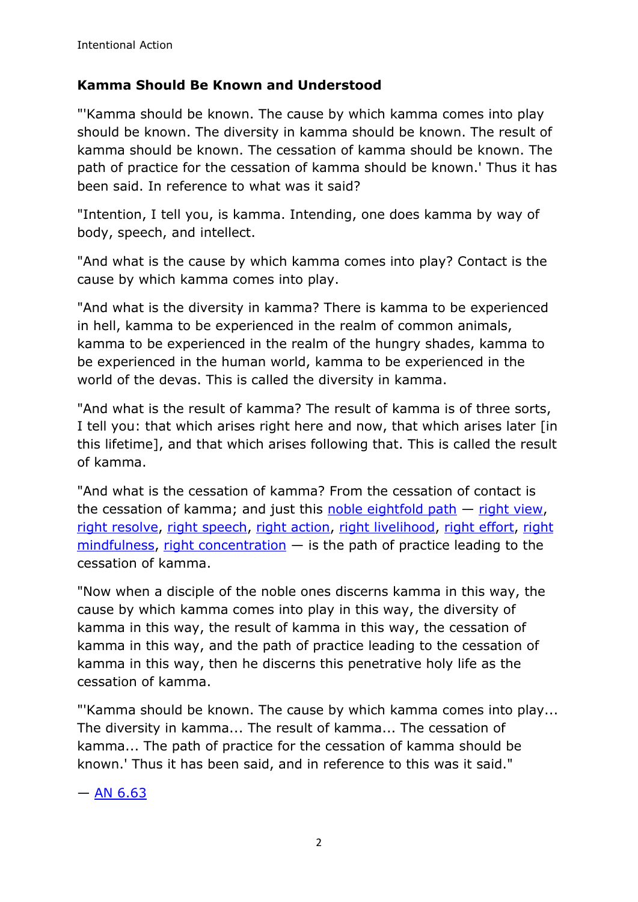### Kamma Should Be Known and Understood

"'Kamma should be known. The cause by which kamma comes into play should be known. The diversity in kamma should be known. The result of kamma should be known. The cessation of kamma should be known. The path of practice for the cessation of kamma should be known.' Thus it has been said. In reference to what was it said?

"Intention, I tell you, is kamma. Intending, one does kamma by way of body, speech, and intellect.

"And what is the cause by which kamma comes into play? Contact is the cause by which kamma comes into play.

"And what is the diversity in kamma? There is kamma to be experienced in hell, kamma to be experienced in the realm of common animals, kamma to be experienced in the realm of the hungry shades, kamma to be experienced in the human world, kamma to be experienced in the world of the devas. This is called the diversity in kamma.

"And what is the result of kamma? The result of kamma is of three sorts, I tell you: that which arises right here and now, that which arises later [in this lifetime], and that which arises following that. This is called the result of kamma.

"And what is the cessation of kamma? From the cessation of contact is the cessation of kamma; and just this noble eightfold path — right view, right resolve, right speech, right action, right livelihood, right effort, right mindfulness, right concentration — is the path of practice leading to the cessation of kamma.

"Now when a disciple of the noble ones discerns kamma in this way, the cause by which kamma comes into play in this way, the diversity of kamma in this way, the result of kamma in this way, the cessation of kamma in this way, and the path of practice leading to the cessation of kamma in this way, then he discerns this penetrative holy life as the cessation of kamma.

"'Kamma should be known. The cause by which kamma comes into play... The diversity in kamma... The result of kamma... The cessation of kamma... The path of practice for the cessation of kamma should be known.' Thus it has been said, and in reference to this was it said."

— AN 6.63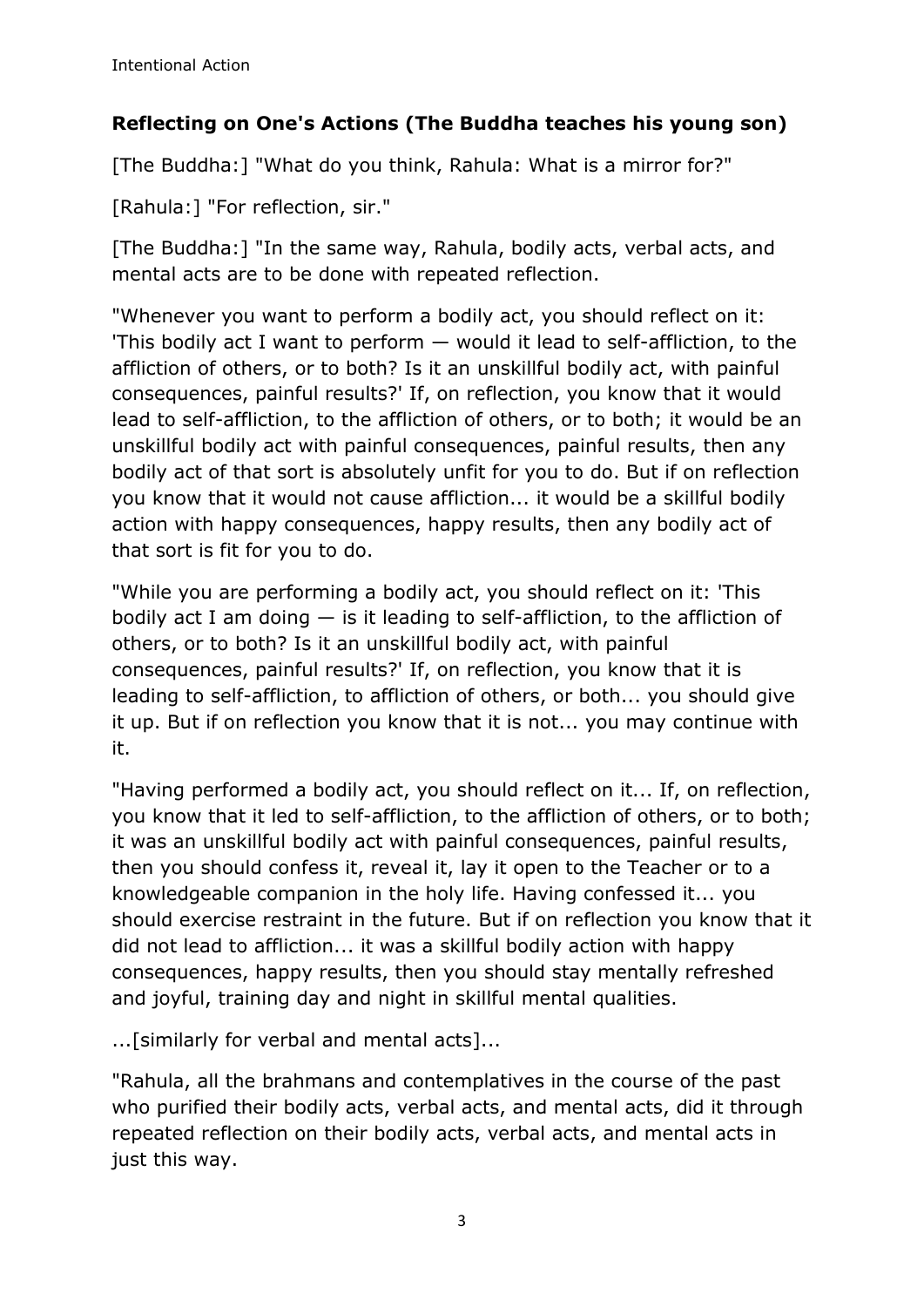**Reflecting on One's Actions (The Buddha teaches his young son)**

[The Buddha:] "What do you think, Rahula: What is a mirror for?"

[Rahula:] "For reflection, sir."

[The Buddha:] "In the same way, Rahula, bodily acts, verbal acts, and mental acts are to be done with repeated reflection.

"Whenever you want to perform a bodily act, you should reflect on it: 'This bodily act I want to perform — would it lead to self-affliction, to the affliction of others, or to both? Is it an unskillful bodily act, with painful consequences, painful results?' If, on reflection, you know that it would lead to self-affliction, to the affliction of others, or to both; it would be an unskillful bodily act with painful consequences, painful results, then any bodily act of that sort is absolutely unfit for you to do. But if on reflection you know that it would not cause affliction... it would be a skillful bodily action with happy consequences, happy results, then any bodily act of that sort is fit for you to do.

"While you are performing a bodily act, you should reflect on it: 'This bodily act I am doing — is it leading to self-affliction, to the affliction of others, or to both? Is it an unskillful bodily act, with painful consequences, painful results?' If, on reflection, you know that it is leading to self-affliction, to affliction of others, or both... you should give it up. But if on reflection you know that it is not... you may continue with it.

"Having performed a bodily act, you should reflect on it... If, on reflection, you know that it led to self-affliction, to the affliction of others, or to both; it was an unskillful bodily act with painful consequences, painful results, then you should confess it, reveal it, lay it open to the Teacher or to a knowledgeable companion in the holy life. Having confessed it... you should exercise restraint in the future. But if on reflection you know that it did not lead to affliction... it was a skillful bodily action with happy consequences, happy results, then you should stay mentally refreshed and joyful, training day and night in skillful mental qualities.

...[similarly for verbal and mental acts]...

"Rahula, all the brahmans and contemplatives in the course of the past who purified their bodily acts, verbal acts, and mental acts, did it through repeated reflection on their bodily acts, verbal acts, and mental acts in just this way.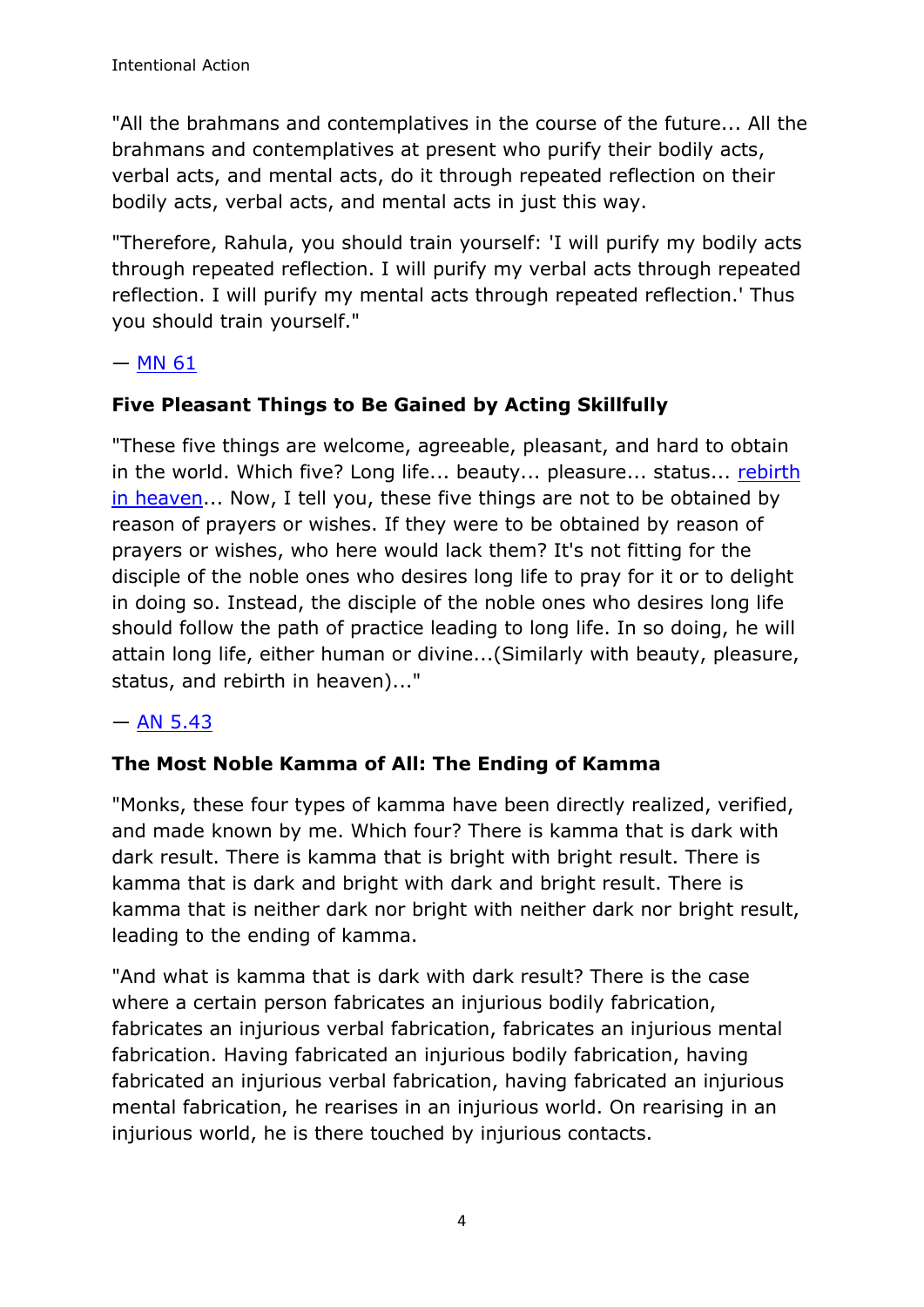"All the brahmans and contemplatives in the course of the future... All the brahmans and contemplatives at present who purify their bodily acts, verbal acts, and mental acts, do it through repeated reflection on their bodily acts, verbal acts, and mental acts in just this way.

"Therefore, Rahula, you should train yourself: 'I will purify my bodily acts through repeated reflection. I will purify my verbal acts through repeated reflection. I will purify my mental acts through repeated reflection.' Thus you should train yourself."

— MN 61

**Five Pleasant Things to Be Gained by Acting Skillfully**

"These five things are welcome, agreeable, pleasant, and hard to obtain in the world. Which five? Long life... beauty... pleasure... status... rebirth in heaven... Now, I tell you, these five things are not to be obtained by reason of prayers or wishes. If they were to be obtained by reason of prayers or wishes, who here would lack them? It's not fitting for the disciple of the noble ones who desires long life to pray for it or to delight in doing so. Instead, the disciple of the noble ones who desires long life should follow the path of practice leading to long life. In so doing, he will attain long life, either human or divine...(Similarly with beauty, pleasure, status, and rebirth in heaven)..."

— AN 5.43

**The Most Noble Kamma of All: The Ending of Kamma**

"Monks, these four types of kamma have been directly realized, verified, and made known by me. Which four? There is kamma that is dark with dark result. There is kamma that is bright with bright result. There is kamma that is dark and bright with dark and bright result. There is kamma that is neither dark nor bright with neither dark nor bright result, leading to the ending of kamma.

"And what is kamma that is dark with dark result? There is the case where a certain person fabricates an injurious bodily fabrication, fabricates an injurious verbal fabrication, fabricates an injurious mental fabrication. Having fabricated an injurious bodily fabrication, having fabricated an injurious verbal fabrication, having fabricated an injurious mental fabrication, he rearises in an injurious world. On rearising in an injurious world, he is there touched by injurious contacts.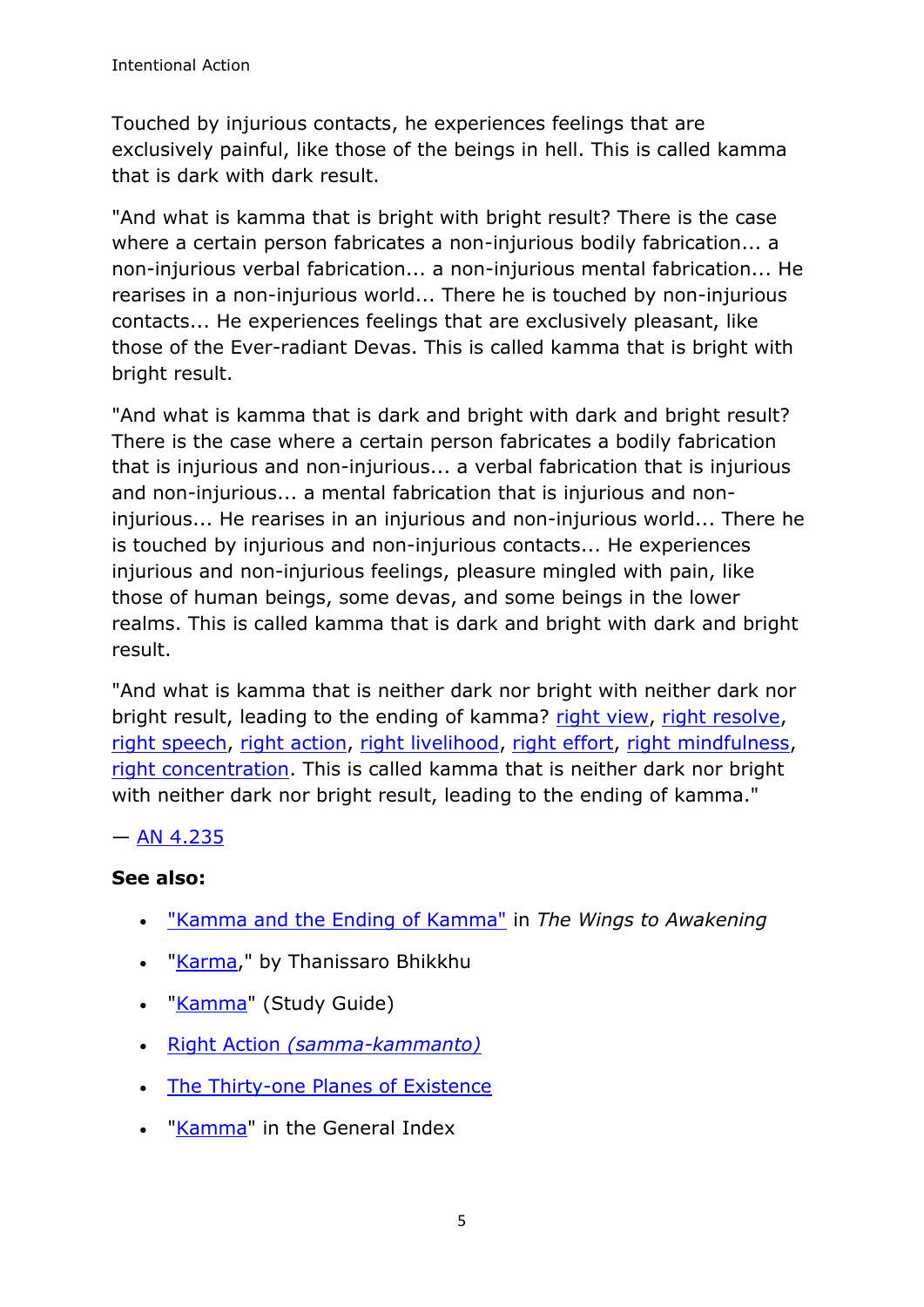Touched by injurious contacts, he experiences feelings that are exclusively painful, like those of the beings in hell. This is called kamma that is dark with dark result.

"And what is kamma that is bright with bright result? There is the case where a certain person fabricates a non-injurious bodily fabrication... a non-injurious verbal fabrication... a non-injurious mental fabrication... He rearises in a non-injurious world... There he is touched by non-injurious contacts... He experiences feelings that are exclusively pleasant, like those of the Ever-radiant Devas. This is called kamma that is bright with bright result.

"And what is kamma that is dark and bright with dark and bright result? There is the case where a certain person fabricates a bodily fabrication that is injurious and non-injurious... a verbal fabrication that is injurious and non-injurious... a mental fabrication that is injurious and non-injurious... He rearises in an injurious and non-injurious world... There he is touched by injurious and non-injurious contacts... He experiences injurious and non-injurious feelings, pleasure mingled with pain, like those of human beings, some devas, and some beings in the lower realms. This is called kamma that is dark and bright with dark and bright result.

"And what is kamma that is neither dark nor bright with neither dark nor bright result, leading to the ending of kamma? right view, right resolve, right speech, right action, right livelihood, right effort, right mindfulness, right concentration. This is called kamma that is neither dark nor bright with neither dark nor bright result, leading to the ending of kamma."

— AN 4.235

**See also:**

- "Kamma and the Ending of Kamma" in *The Wings to Awakening*
- "Karma," by Thanissaro Bhikkhu
- "Kamma" (Study Guide)
- Right Action *(samma-kammanto)*
- The Thirty-one Planes of Existence
- "Kamma" in the General Index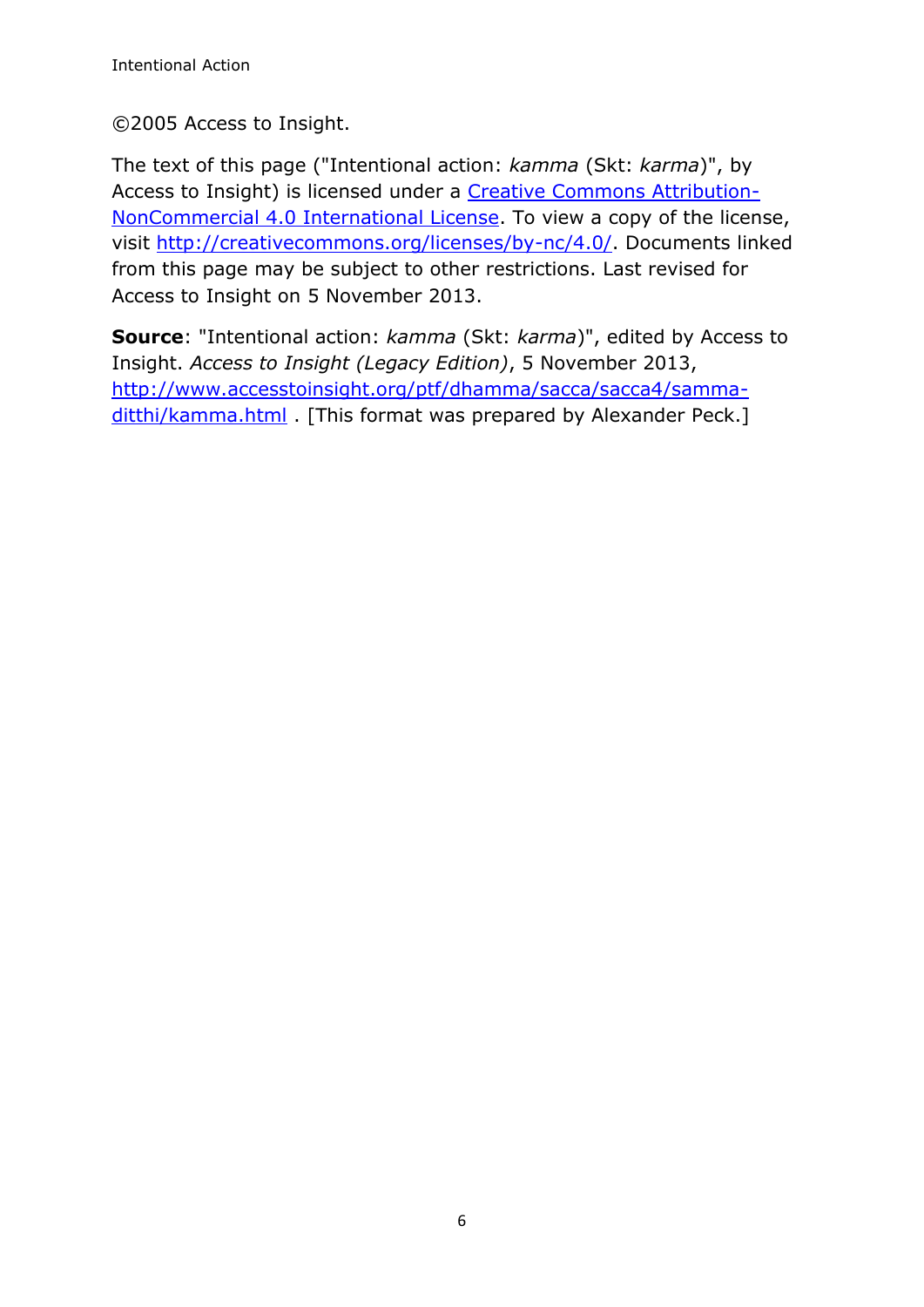©2005 Access to Insight.

The text of this page ("Intentional action: *kamma* (Skt: *karma*)", by Access to Insight) is licensed under a [Creative Commons Attribution-NonCommercial 4.0 International License](http://creativecommons.org/licenses/by-nc/4.0/). To view a copy of the license, visit [http://creativecommons.org/licenses/by-nc/4.0/](http://creativecommons.org/licenses/by-nc/4.0/). Documents linked from this page may be subject to other restrictions. Last revised for Access to Insight on 5 November 2013.

**Source**: "Intentional action: *kamma* (Skt: *karma*)", edited by Access to Insight. *Access to Insight (Legacy Edition)*, 5 November 2013, [http://www.accesstoinsight.org/ptf/dhamma/sacca/sacca4/samma-ditthi/kamma.html](http://www.accesstoinsight.org/ptf/dhamma/sacca/sacca4/samma-ditthi/kamma.html) . [This format was prepared by Alexander Peck.]